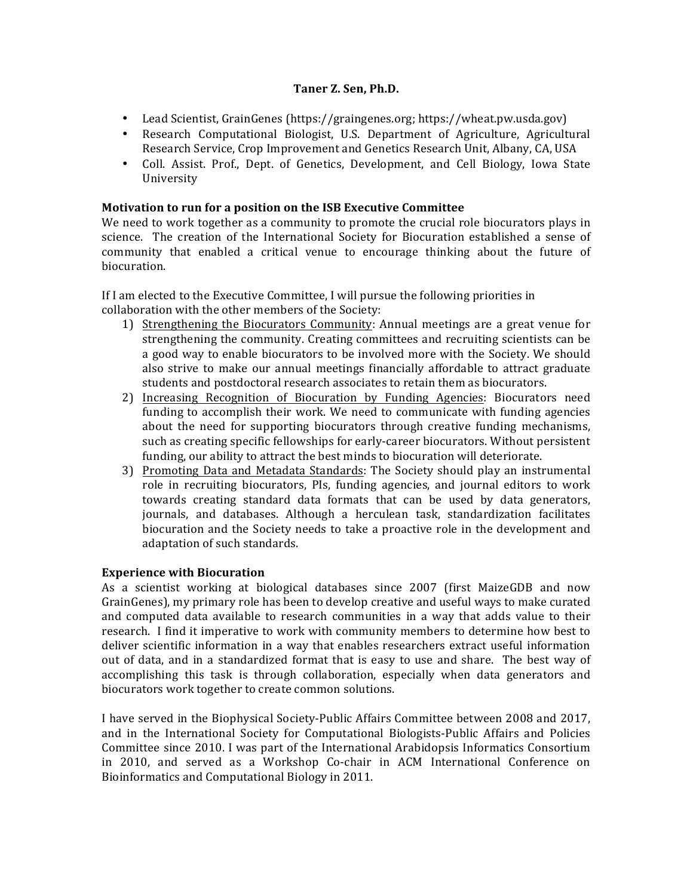**Taner Z. Sen, Ph.D.**

- Lead Scientist, GrainGenes (https://graingenes.org; https://wheat.pw.usda.gov)
- Research Computational Biologist, U.S. Department of Agriculture, Agricultural Research Service, Crop Improvement and Genetics Research Unit, Albany, CA, USA
- Coll. Assist. Prof., Dept. of Genetics, Development, and Cell Biology, Iowa State University

**Motivation to run for a position on the ISB Executive Committee**

We need to work together as a community to promote the crucial role biocurators plays in science. The creation of the International Society for Biocuration established a sense of community that enabled a critical venue to encourage thinking about the future of biocuration.

If I am elected to the Executive Committee, I will pursue the following priorities in collaboration with the other members of the Society:

1) Strengthening the Biocurators Community: Annual meetings are a great venue for strengthening the community. Creating committees and recruiting scientists can be a good way to enable biocurators to be involved more with the Society. We should also strive to make our annual meetings financially affordable to attract graduate students and postdoctoral research associates to retain them as biocurators.
2) Increasing Recognition of Biocuration by Funding Agencies: Biocurators need funding to accomplish their work. We need to communicate with funding agencies about the need for supporting biocurators through creative funding mechanisms, such as creating specific fellowships for early-career biocurators. Without persistent funding, our ability to attract the best minds to biocuration will deteriorate.
3) Promoting Data and Metadata Standards: The Society should play an instrumental role in recruiting biocurators, PIs, funding agencies, and journal editors to work towards creating standard data formats that can be used by data generators, journals, and databases. Although a herculean task, standardization facilitates biocuration and the Society needs to take a proactive role in the development and adaptation of such standards.

**Experience with Biocuration**

As a scientist working at biological databases since 2007 (first MaizeGDB and now GrainGenes), my primary role has been to develop creative and useful ways to make curated and computed data available to research communities in a way that adds value to their research. I find it imperative to work with community members to determine how best to deliver scientific information in a way that enables researchers extract useful information out of data, and in a standardized format that is easy to use and share. The best way of accomplishing this task is through collaboration, especially when data generators and biocurators work together to create common solutions.

I have served in the Biophysical Society-Public Affairs Committee between 2008 and 2017, and in the International Society for Computational Biologists-Public Affairs and Policies Committee since 2010. I was part of the International Arabidopsis Informatics Consortium in 2010, and served as a Workshop Co-chair in ACM International Conference on Bioinformatics and Computational Biology in 2011.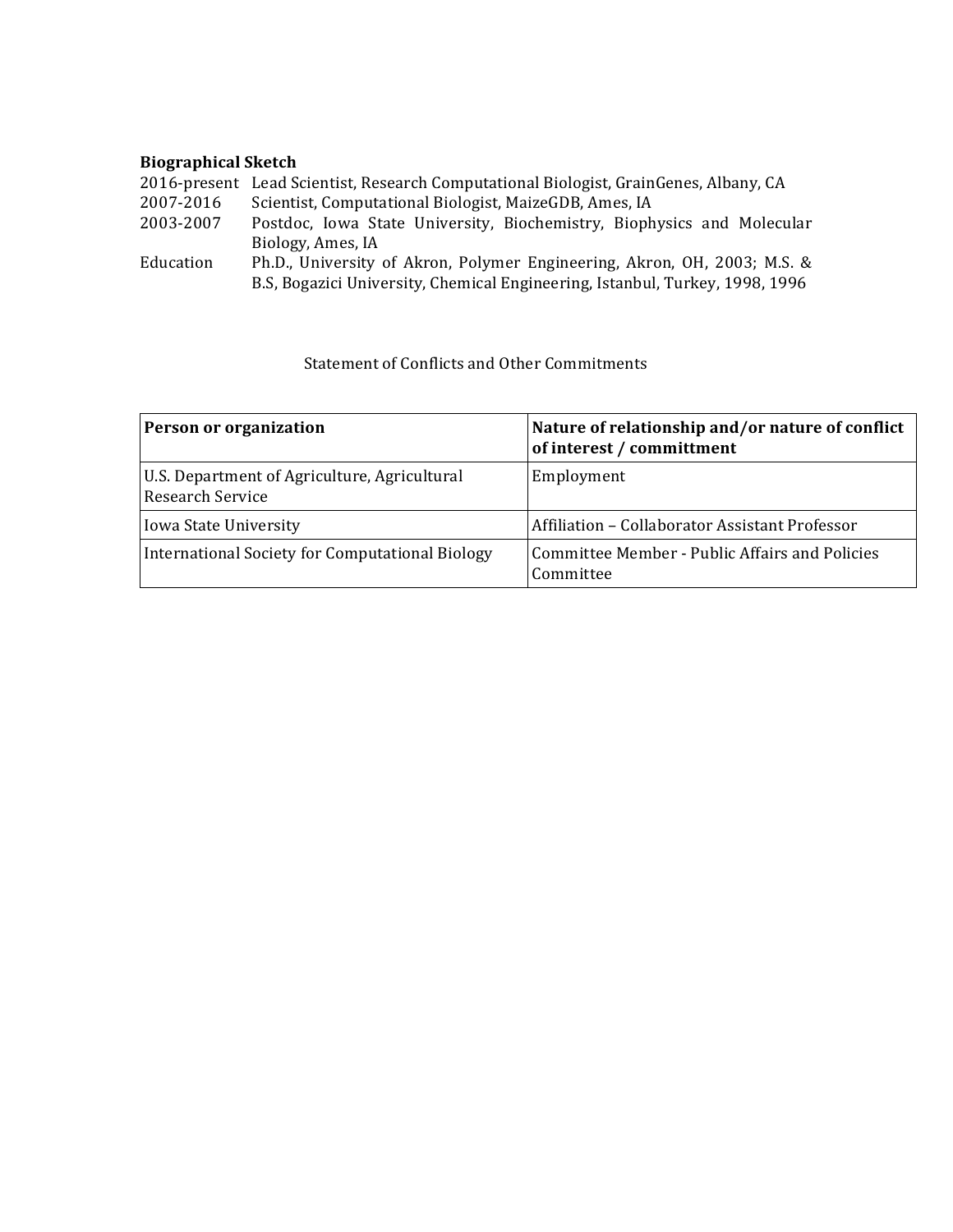**Biographical Sketch**

| | |
|---|---|
| 2016-present | Lead Scientist, Research Computational Biologist, GrainGenes, Albany, CA |
| 2007-2016 | Scientist, Computational Biologist, MaizeGDB, Ames, IA |
| 2003-2007 | Postdoc, Iowa State University, Biochemistry, Biophysics and Molecular Biology, Ames, IA |
| Education | Ph.D., University of Akron, Polymer Engineering, Akron, OH, 2003; M.S. & B.S, Bogazici University, Chemical Engineering, Istanbul, Turkey, 1998, 1996 |

Statement of Conflicts and Other Commitments

| **Person or organization** | **Nature of relationship and/or nature of conflict of interest / committment** |
|---|---|
| U.S. Department of Agriculture, Agricultural Research Service | Employment |
| Iowa State University | Affiliation – Collaborator Assistant Professor |
| International Society for Computational Biology | Committee Member - Public Affairs and Policies Committee |